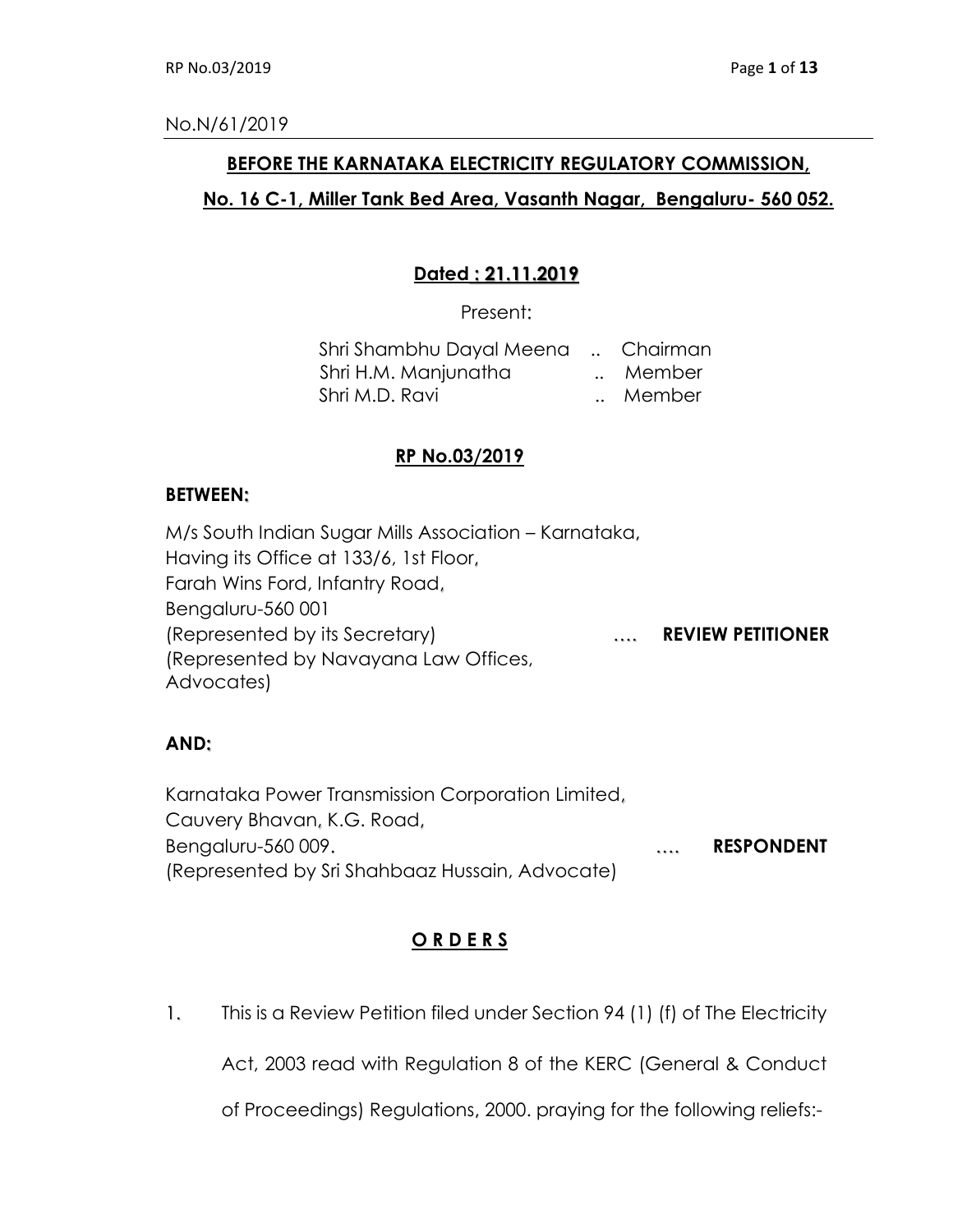No.N/61/2019

**BEFORE THE KARNATAKA ELECTRICITY REGULATORY COMMISSION,**

**No. 16 C-1, Miller Tank Bed Area, Vasanth Nagar, Bengaluru- 560 052.**

**Dated : 21.11.2019**

Present:

| | | |
|---|---|---|
| Shri Shambhu Dayal Meena | .. | Chairman |
| Shri H.M. Manjunatha | .. | Member |
| Shri M.D. Ravi | .. | Member |

**RP No.03/2019**

**BETWEEN:**

M/s South Indian Sugar Mills Association – Karnataka,
Having its Office at 133/6, 1st Floor,
Farah Wins Ford, Infantry Road,
Bengaluru-560 001
(Represented by its Secretary) …. **REVIEW PETITIONER**
(Represented by Navayana Law Offices, Advocates)

**AND:**

Karnataka Power Transmission Corporation Limited,
Cauvery Bhavan, K.G. Road,
Bengaluru-560 009. …. **RESPONDENT**
(Represented by Sri Shahbaaz Hussain, Advocate)

**O R D E R S**

1. This is a Review Petition filed under Section 94 (1) (f) of The Electricity Act, 2003 read with Regulation 8 of the KERC (General & Conduct of Proceedings) Regulations, 2000. praying for the following reliefs:-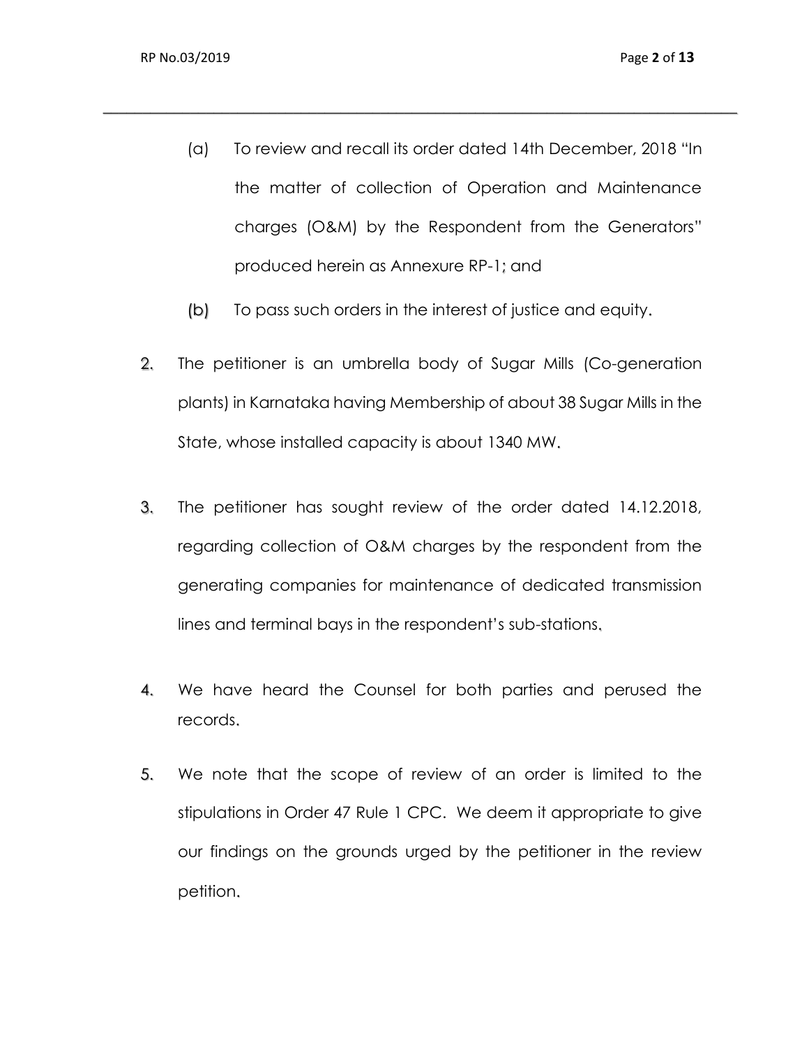(a) To review and recall its order dated 14th December, 2018 "In the matter of collection of Operation and Maintenance charges (O&M) by the Respondent from the Generators" produced herein as Annexure RP-1; and

(b) To pass such orders in the interest of justice and equity.

2. The petitioner is an umbrella body of Sugar Mills (Co-generation plants) in Karnataka having Membership of about 38 Sugar Mills in the State, whose installed capacity is about 1340 MW.

3. The petitioner has sought review of the order dated 14.12.2018, regarding collection of O&M charges by the respondent from the generating companies for maintenance of dedicated transmission lines and terminal bays in the respondent's sub-stations.

4. We have heard the Counsel for both parties and perused the records.

5. We note that the scope of review of an order is limited to the stipulations in Order 47 Rule 1 CPC. We deem it appropriate to give our findings on the grounds urged by the petitioner in the review petition.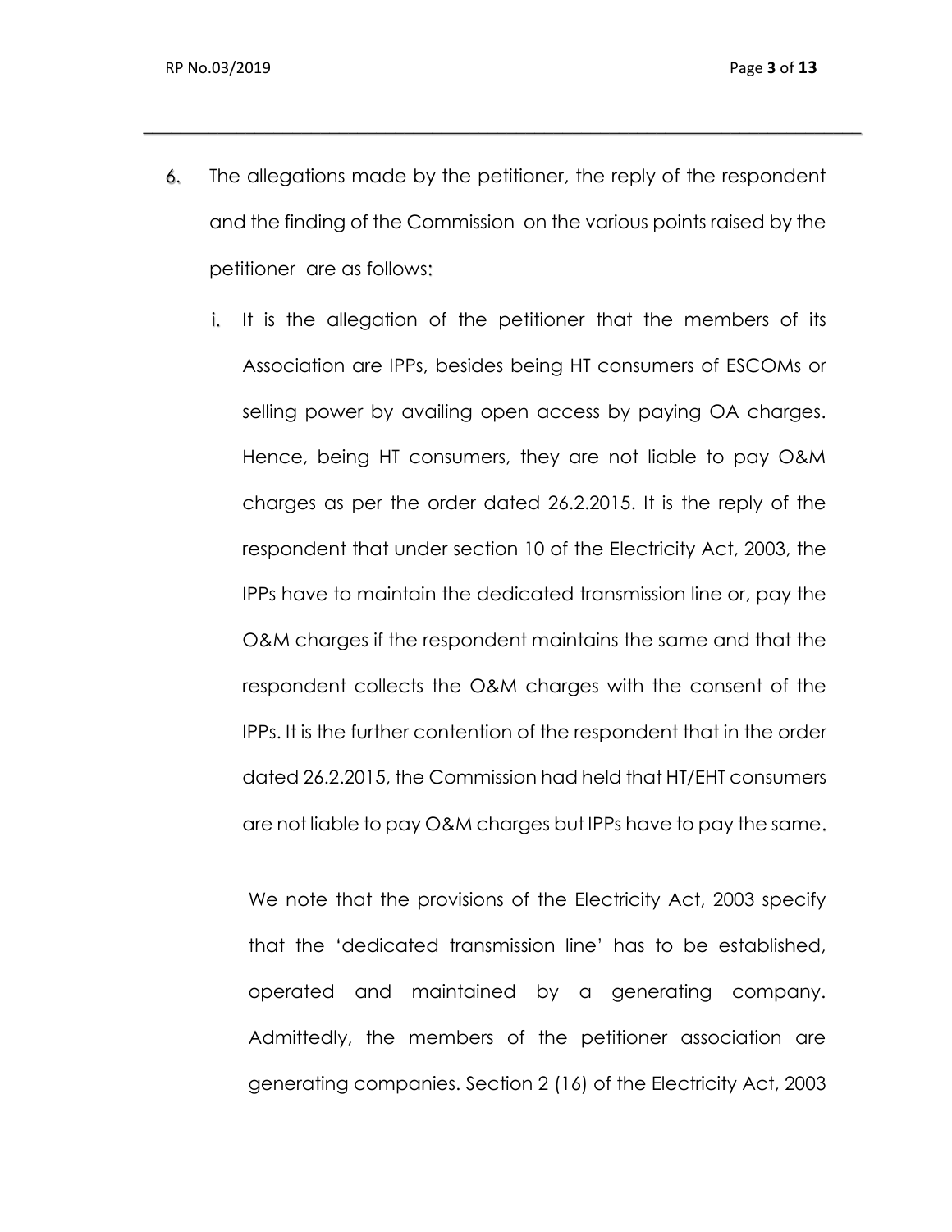6. The allegations made by the petitioner, the reply of the respondent and the finding of the Commission on the various points raised by the petitioner are as follows:

    i. It is the allegation of the petitioner that the members of its Association are IPPs, besides being HT consumers of ESCOMs or selling power by availing open access by paying OA charges. Hence, being HT consumers, they are not liable to pay O&M charges as per the order dated 26.2.2015. It is the reply of the respondent that under section 10 of the Electricity Act, 2003, the IPPs have to maintain the dedicated transmission line or, pay the O&M charges if the respondent maintains the same and that the respondent collects the O&M charges with the consent of the IPPs. It is the further contention of the respondent that in the order dated 26.2.2015, the Commission had held that HT/EHT consumers are not liable to pay O&M charges but IPPs have to pay the same.

    We note that the provisions of the Electricity Act, 2003 specify that the 'dedicated transmission line' has to be established, operated and maintained by a generating company. Admittedly, the members of the petitioner association are generating companies. Section 2 (16) of the Electricity Act, 2003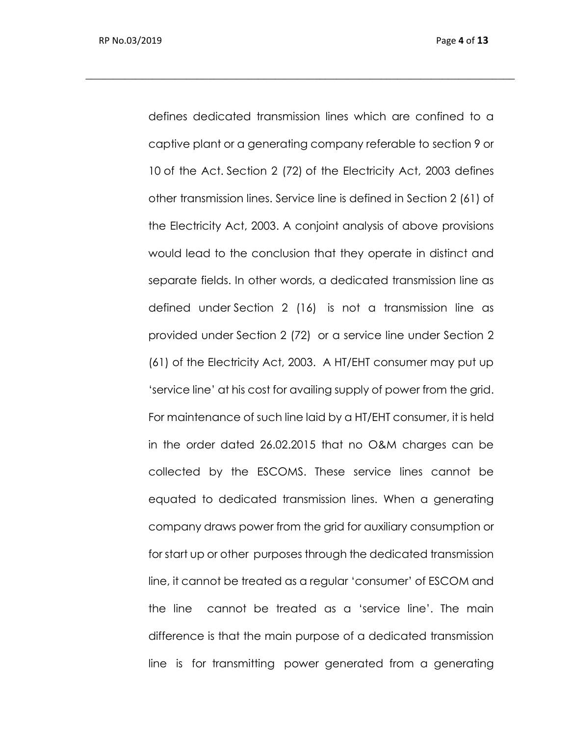defines dedicated transmission lines which are confined to a captive plant or a generating company referable to section 9 or 10 of the Act. Section 2 (72) of the Electricity Act, 2003 defines other transmission lines. Service line is defined in Section 2 (61) of the Electricity Act, 2003. A conjoint analysis of above provisions would lead to the conclusion that they operate in distinct and separate fields. In other words, a dedicated transmission line as defined under Section 2 (16) is not a transmission line as provided under Section 2 (72) or a service line under Section 2 (61) of the Electricity Act, 2003. A HT/EHT consumer may put up 'service line' at his cost for availing supply of power from the grid. For maintenance of such line laid by a HT/EHT consumer, it is held in the order dated 26.02.2015 that no O&M charges can be collected by the ESCOMS. These service lines cannot be equated to dedicated transmission lines. When a generating company draws power from the grid for auxiliary consumption or for start up or other purposes through the dedicated transmission line, it cannot be treated as a regular 'consumer' of ESCOM and the line cannot be treated as a 'service line'. The main difference is that the main purpose of a dedicated transmission line is for transmitting power generated from a generating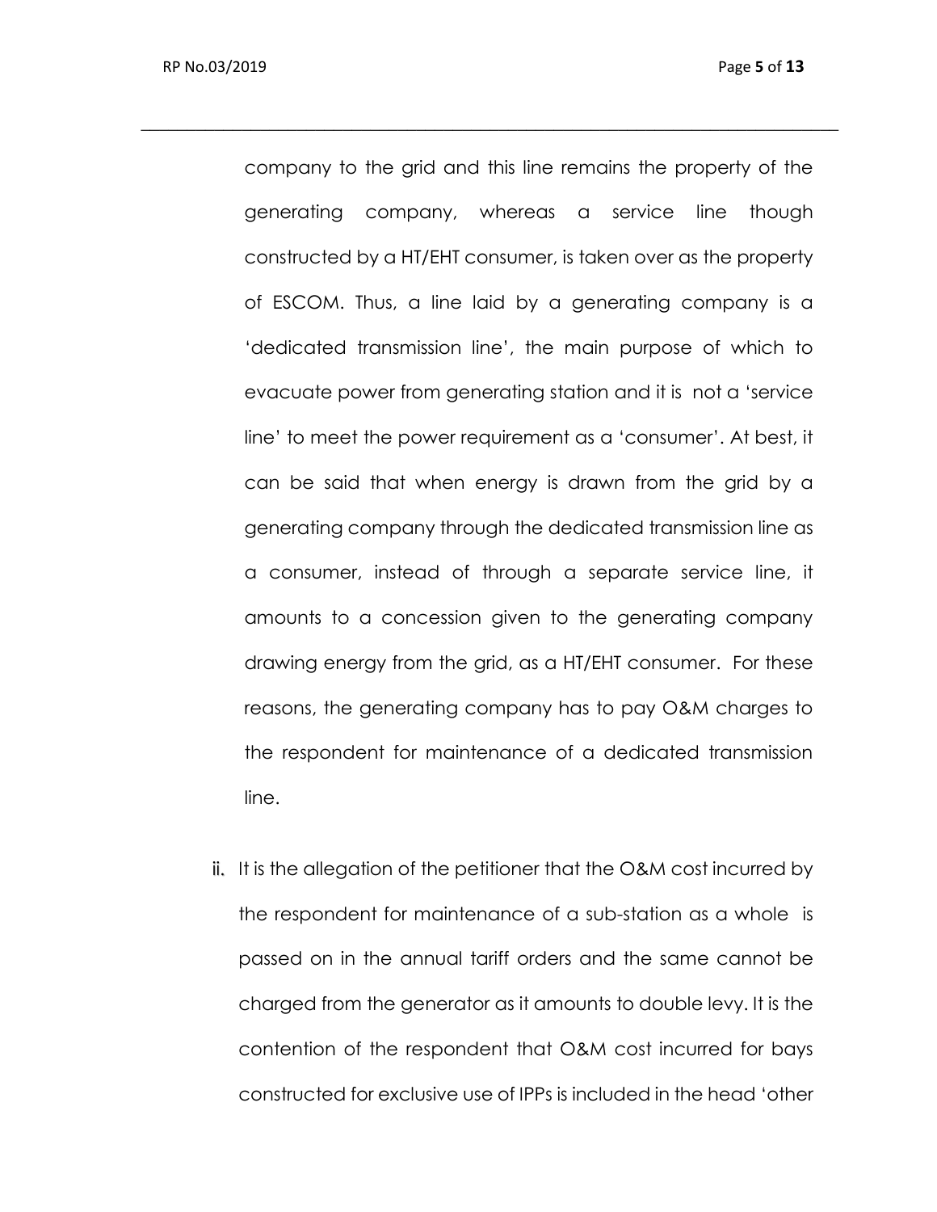company to the grid and this line remains the property of the generating company, whereas a service line though constructed by a HT/EHT consumer, is taken over as the property of ESCOM. Thus, a line laid by a generating company is a 'dedicated transmission line', the main purpose of which to evacuate power from generating station and it is not a 'service line' to meet the power requirement as a 'consumer'. At best, it can be said that when energy is drawn from the grid by a generating company through the dedicated transmission line as a consumer, instead of through a separate service line, it amounts to a concession given to the generating company drawing energy from the grid, as a HT/EHT consumer. For these reasons, the generating company has to pay O&M charges to the respondent for maintenance of a dedicated transmission line.

ii. It is the allegation of the petitioner that the O&M cost incurred by the respondent for maintenance of a sub-station as a whole is passed on in the annual tariff orders and the same cannot be charged from the generator as it amounts to double levy. It is the contention of the respondent that O&M cost incurred for bays constructed for exclusive use of IPPs is included in the head 'other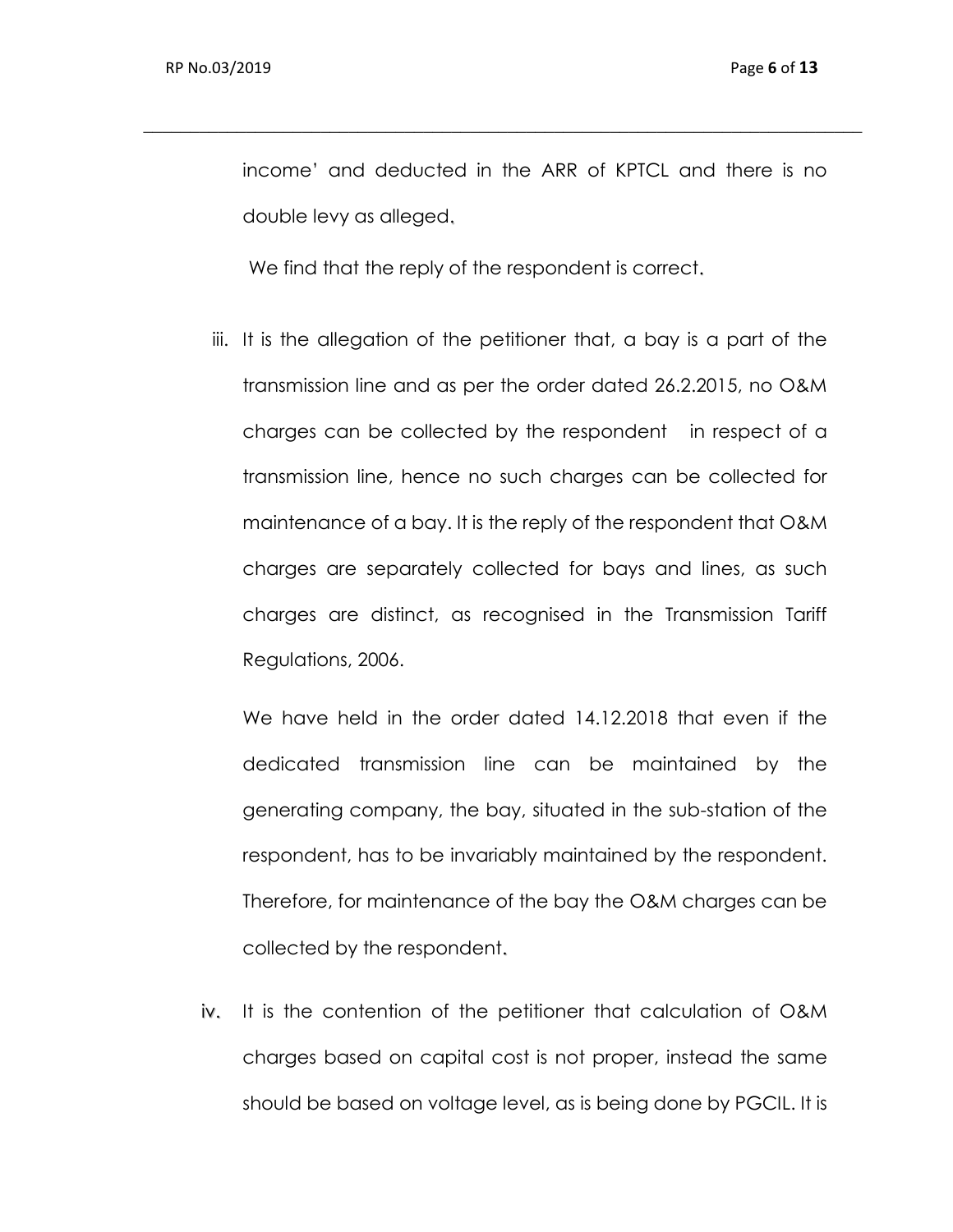income' and deducted in the ARR of KPTCL and there is no double levy as alleged.

We find that the reply of the respondent is correct.

iii. It is the allegation of the petitioner that, a bay is a part of the transmission line and as per the order dated 26.2.2015, no O&M charges can be collected by the respondent in respect of a transmission line, hence no such charges can be collected for maintenance of a bay. It is the reply of the respondent that O&M charges are separately collected for bays and lines, as such charges are distinct, as recognised in the Transmission Tariff Regulations, 2006.

We have held in the order dated 14.12.2018 that even if the dedicated transmission line can be maintained by the generating company, the bay, situated in the sub-station of the respondent, has to be invariably maintained by the respondent. Therefore, for maintenance of the bay the O&M charges can be collected by the respondent.

iv. It is the contention of the petitioner that calculation of O&M charges based on capital cost is not proper, instead the same should be based on voltage level, as is being done by PGCIL. It is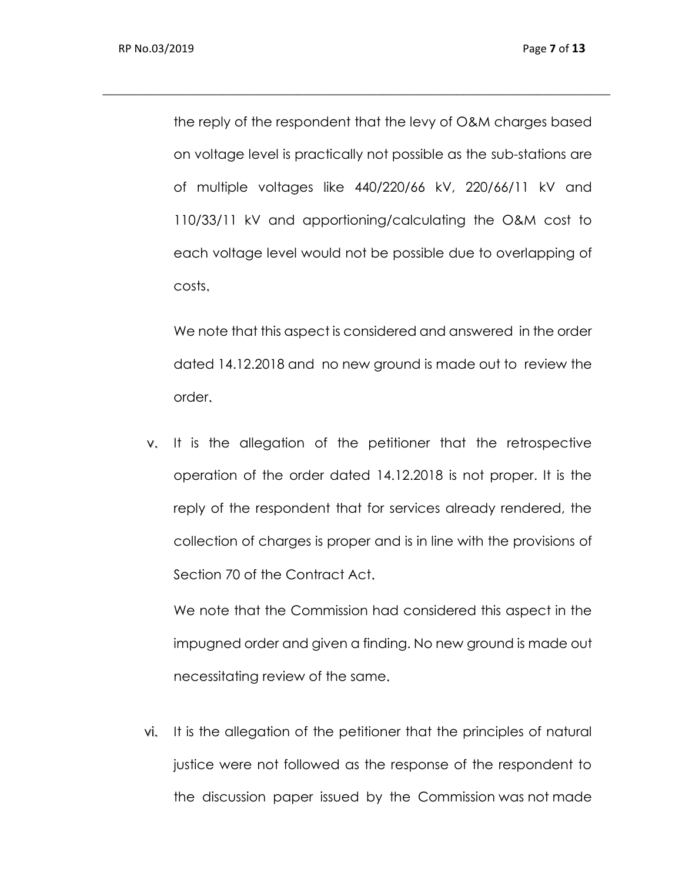the reply of the respondent that the levy of O&M charges based on voltage level is practically not possible as the sub-stations are of multiple voltages like 440/220/66 kV, 220/66/11 kV and 110/33/11 kV and apportioning/calculating the O&M cost to each voltage level would not be possible due to overlapping of costs.

We note that this aspect is considered and answered in the order dated 14.12.2018 and no new ground is made out to review the order.

v. It is the allegation of the petitioner that the retrospective operation of the order dated 14.12.2018 is not proper. It is the reply of the respondent that for services already rendered, the collection of charges is proper and is in line with the provisions of Section 70 of the Contract Act.

   We note that the Commission had considered this aspect in the impugned order and given a finding. No new ground is made out necessitating review of the same.

vi. It is the allegation of the petitioner that the principles of natural justice were not followed as the response of the respondent to the discussion paper issued by the Commission was not made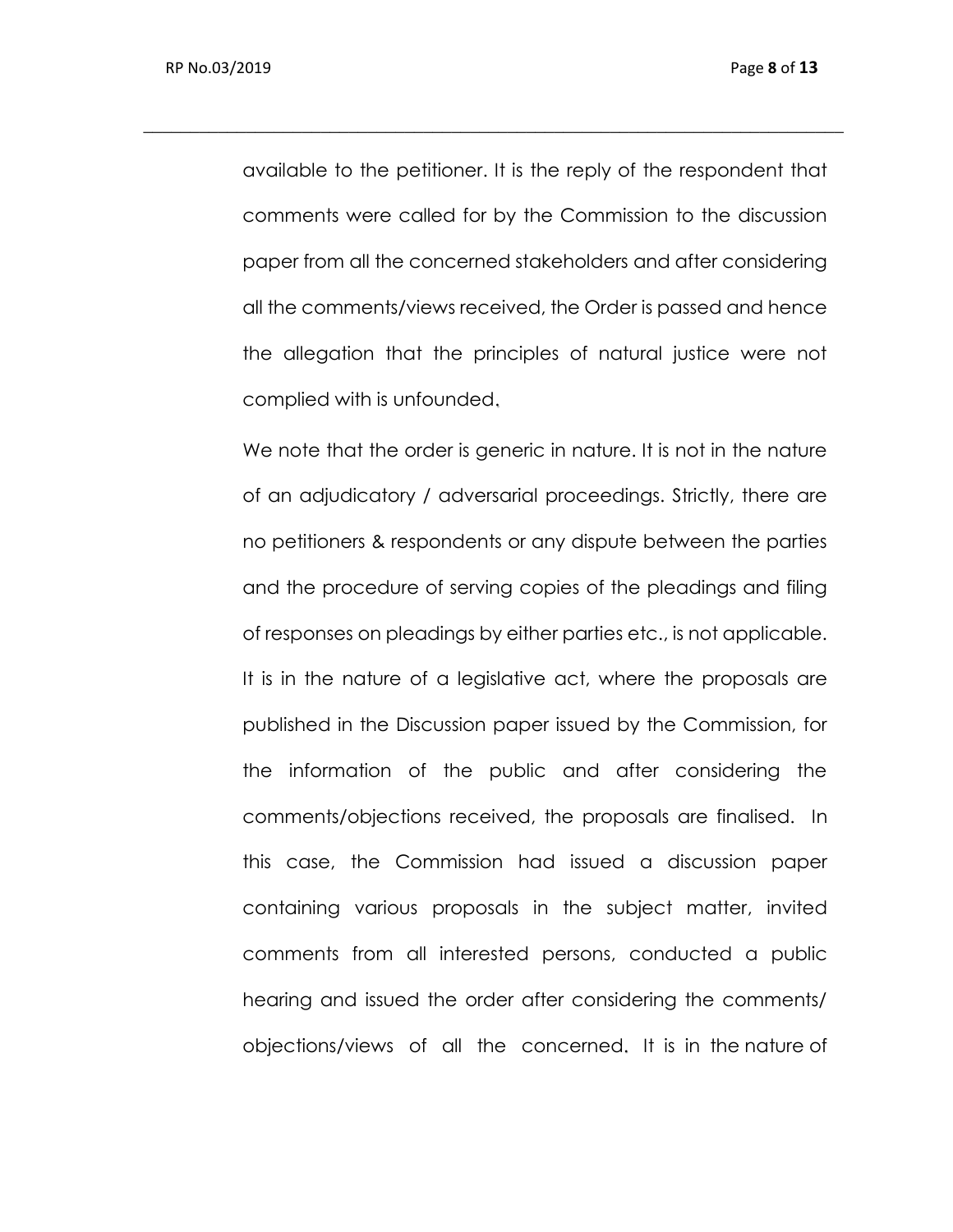available to the petitioner. It is the reply of the respondent that comments were called for by the Commission to the discussion paper from all the concerned stakeholders and after considering all the comments/views received, the Order is passed and hence the allegation that the principles of natural justice were not complied with is unfounded.

We note that the order is generic in nature. It is not in the nature of an adjudicatory / adversarial proceedings. Strictly, there are no petitioners & respondents or any dispute between the parties and the procedure of serving copies of the pleadings and filing of responses on pleadings by either parties etc., is not applicable. It is in the nature of a legislative act, where the proposals are published in the Discussion paper issued by the Commission, for the information of the public and after considering the comments/objections received, the proposals are finalised. In this case, the Commission had issued a discussion paper containing various proposals in the subject matter, invited comments from all interested persons, conducted a public hearing and issued the order after considering the comments/ objections/views of all the concerned. It is in the nature of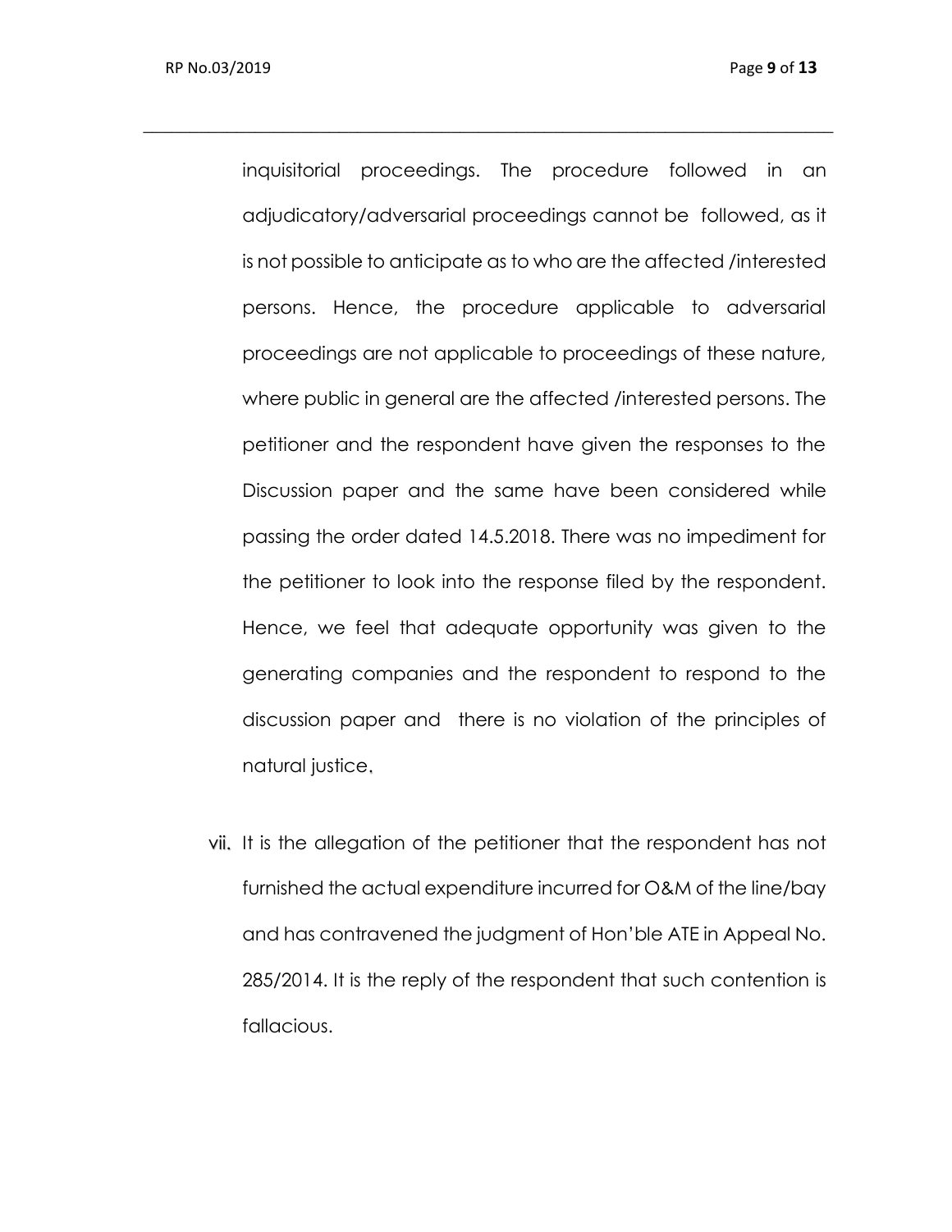inquisitorial proceedings. The procedure followed in an adjudicatory/adversarial proceedings cannot be followed, as it is not possible to anticipate as to who are the affected /interested persons. Hence, the procedure applicable to adversarial proceedings are not applicable to proceedings of these nature, where public in general are the affected /interested persons. The petitioner and the respondent have given the responses to the Discussion paper and the same have been considered while passing the order dated 14.5.2018. There was no impediment for the petitioner to look into the response filed by the respondent. Hence, we feel that adequate opportunity was given to the generating companies and the respondent to respond to the discussion paper and there is no violation of the principles of natural justice.

vii. It is the allegation of the petitioner that the respondent has not furnished the actual expenditure incurred for O&M of the line/bay and has contravened the judgment of Hon'ble ATE in Appeal No. 285/2014. It is the reply of the respondent that such contention is fallacious.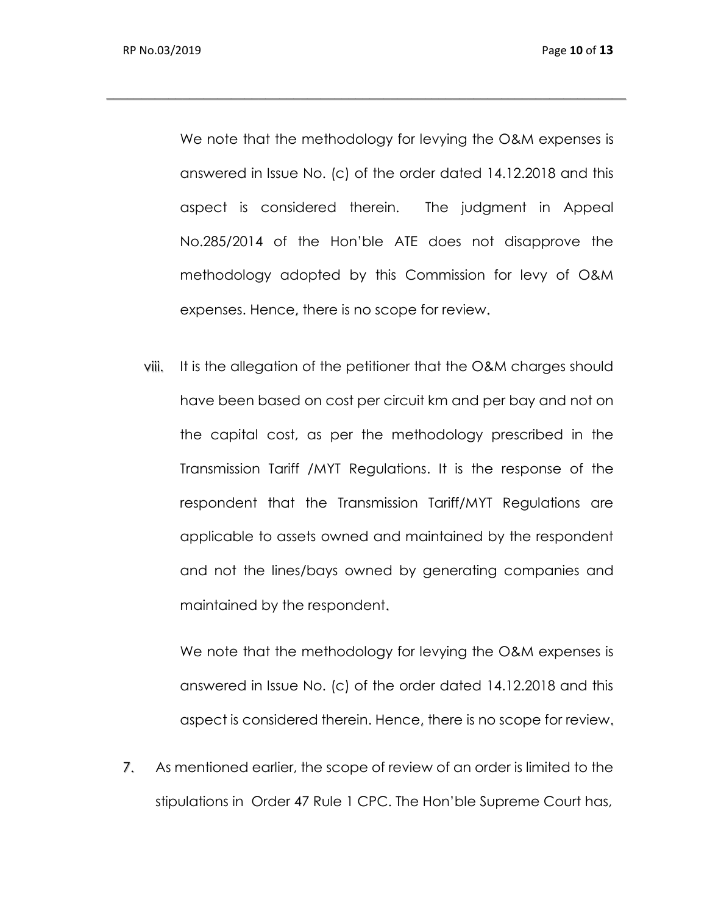We note that the methodology for levying the O&M expenses is answered in Issue No. (c) of the order dated 14.12.2018 and this aspect is considered therein. The judgment in Appeal No.285/2014 of the Hon'ble ATE does not disapprove the methodology adopted by this Commission for levy of O&M expenses. Hence, there is no scope for review.

viii. It is the allegation of the petitioner that the O&M charges should have been based on cost per circuit km and per bay and not on the capital cost, as per the methodology prescribed in the Transmission Tariff /MYT Regulations. It is the response of the respondent that the Transmission Tariff/MYT Regulations are applicable to assets owned and maintained by the respondent and not the lines/bays owned by generating companies and maintained by the respondent.

We note that the methodology for levying the O&M expenses is answered in Issue No. (c) of the order dated 14.12.2018 and this aspect is considered therein. Hence, there is no scope for review.

7. As mentioned earlier, the scope of review of an order is limited to the stipulations in Order 47 Rule 1 CPC. The Hon'ble Supreme Court has,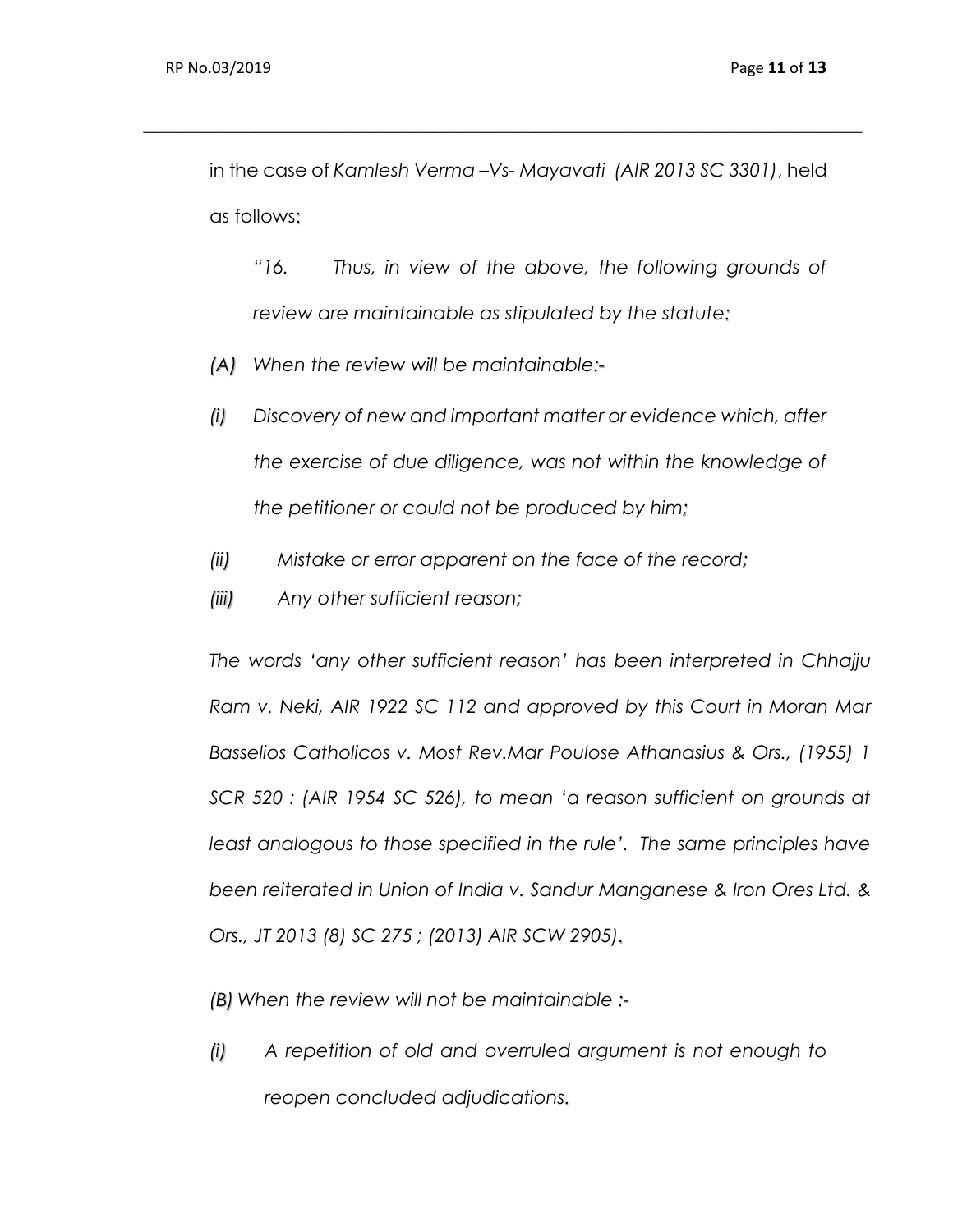in the case of *Kamlesh Verma –Vs- Mayavati (AIR 2013 SC 3301)*, held as follows:

> *"16. Thus, in view of the above, the following grounds of review are maintainable as stipulated by the statute:*
>
> *(A) When the review will be maintainable:-*
>
> *(i) Discovery of new and important matter or evidence which, after the exercise of due diligence, was not within the knowledge of the petitioner or could not be produced by him;*
>
> *(ii) Mistake or error apparent on the face of the record;*
>
> *(iii) Any other sufficient reason;*
>
> *The words 'any other sufficient reason' has been interpreted in Chhajju Ram v. Neki, AIR 1922 SC 112 and approved by this Court in Moran Mar Basselios Catholicos v. Most Rev.Mar Poulose Athanasius & Ors., (1955) 1 SCR 520 : (AIR 1954 SC 526), to mean 'a reason sufficient on grounds at least analogous to those specified in the rule'. The same principles have been reiterated in Union of India v. Sandur Manganese & Iron Ores Ltd. & Ors., JT 2013 (8) SC 275 ; (2013) AIR SCW 2905).*
>
> *(B) When the review will not be maintainable :-*
>
> *(i) A repetition of old and overruled argument is not enough to reopen concluded adjudications.*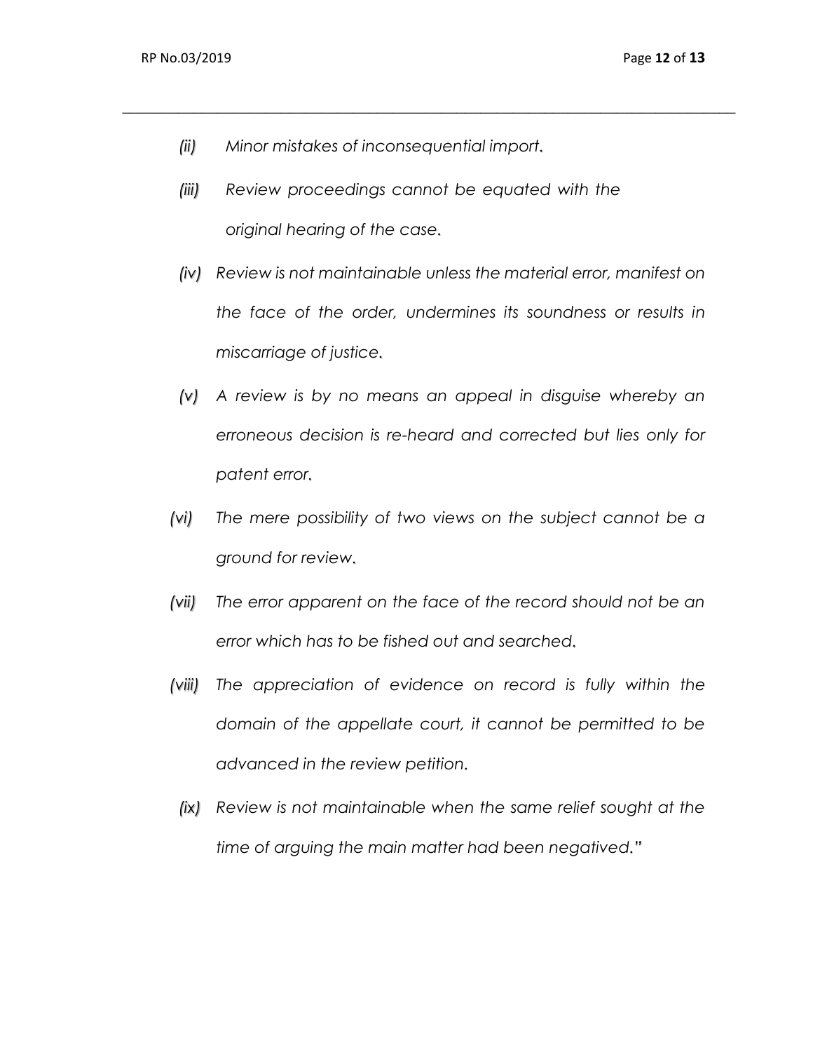*(ii) Minor mistakes of inconsequential import.*

*(iii) Review proceedings cannot be equated with the original hearing of the case.*

*(iv) Review is not maintainable unless the material error, manifest on the face of the order, undermines its soundness or results in miscarriage of justice.*

*(v) A review is by no means an appeal in disguise whereby an erroneous decision is re-heard and corrected but lies only for patent error.*

*(vi) The mere possibility of two views on the subject cannot be a ground for review.*

*(vii) The error apparent on the face of the record should not be an error which has to be fished out and searched.*

*(viii) The appreciation of evidence on record is fully within the domain of the appellate court, it cannot be permitted to be advanced in the review petition.*

*(ix) Review is not maintainable when the same relief sought at the time of arguing the main matter had been negatived."*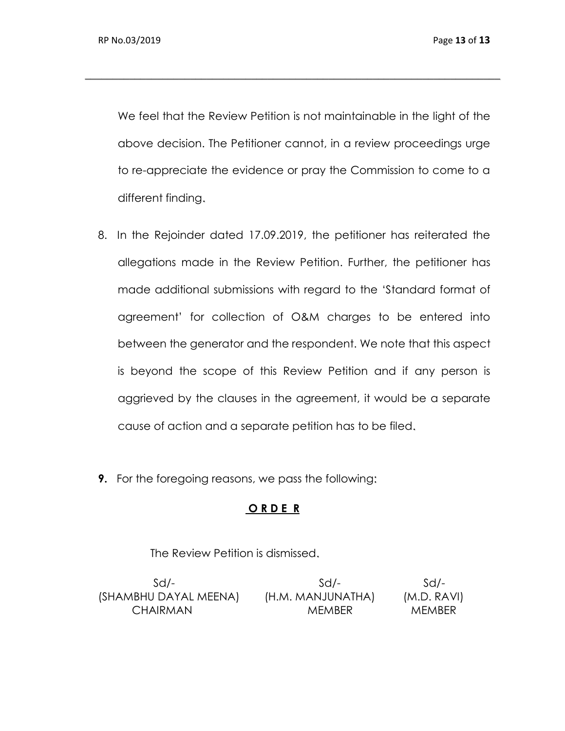We feel that the Review Petition is not maintainable in the light of the above decision. The Petitioner cannot, in a review proceedings urge to re-appreciate the evidence or pray the Commission to come to a different finding.

8. In the Rejoinder dated 17.09.2019, the petitioner has reiterated the allegations made in the Review Petition. Further, the petitioner has made additional submissions with regard to the 'Standard format of agreement' for collection of O&M charges to be entered into between the generator and the respondent. We note that this aspect is beyond the scope of this Review Petition and if any person is aggrieved by the clauses in the agreement, it would be a separate cause of action and a separate petition has to be filed.

**9.** For the foregoing reasons, we pass the following:

**O R D E R**

The Review Petition is dismissed.

| | | |
|---|---|---|
| Sd/- | Sd/- | Sd/- |
| (SHAMBHU DAYAL MEENA) | (H.M. MANJUNATHA) | (M.D. RAVI) |
| CHAIRMAN | MEMBER | MEMBER |